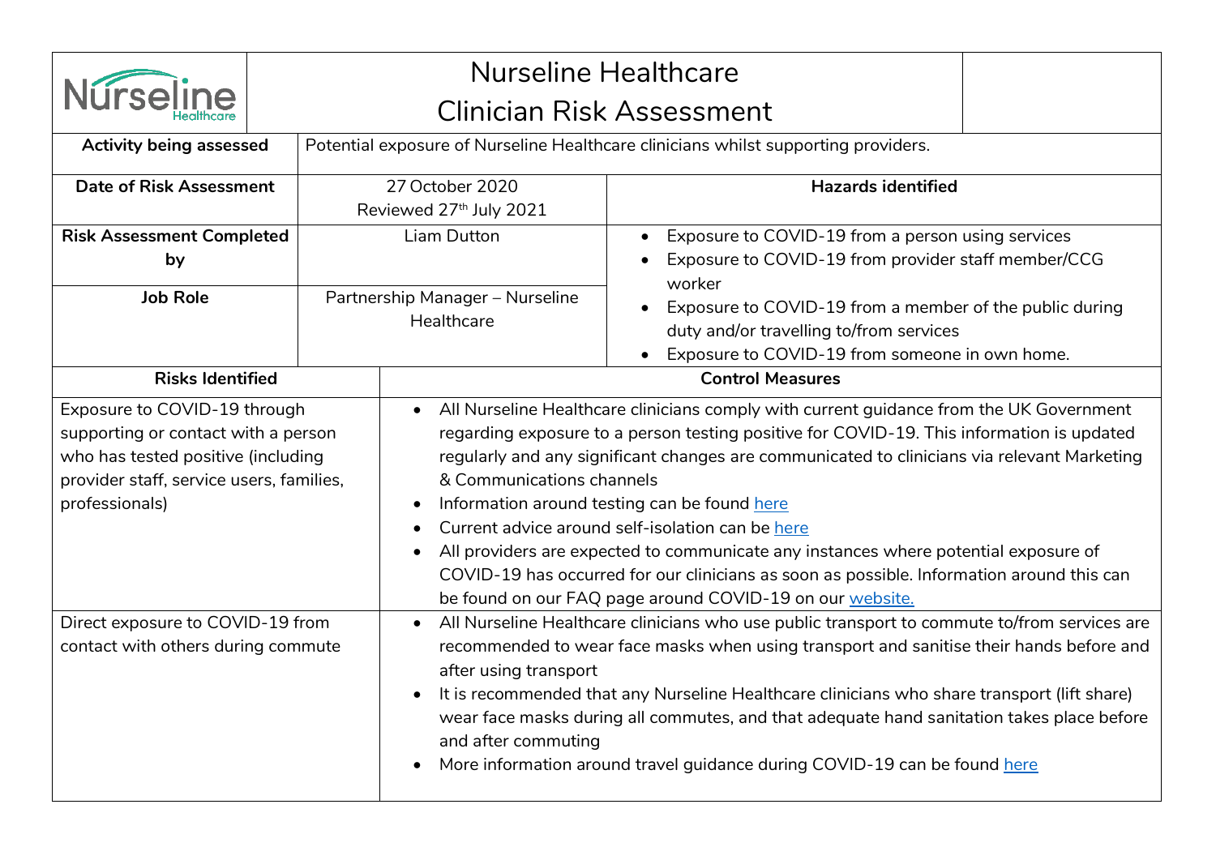# Nurseline Healthcare

# Clinician Risk Assessment

| | |
|---|---|
| **Activity being assessed** | Potential exposure of Nurseline Healthcare clinicians whilst supporting providers. |

| | | |
|---|---|---|
| **Date of Risk Assessment** | 27 October 2020<br>Reviewed 27th July 2021 | **Hazards identified** |
| **Risk Assessment Completed by** | Liam Dutton | • Exposure to COVID-19 from a person using services<br>• Exposure to COVID-19 from provider staff member/CCG worker<br>• Exposure to COVID-19 from a member of the public during duty and/or travelling to/from services<br>• Exposure to COVID-19 from someone in own home. |
| **Job Role** | Partnership Manager – Nurseline Healthcare | |

| Risks Identified | Control Measures |
|---|---|
| Exposure to COVID-19 through supporting or contact with a person who has tested positive (including provider staff, service users, families, professionals) | • All Nurseline Healthcare clinicians comply with current guidance from the UK Government regarding exposure to a person testing positive for COVID-19. This information is updated regularly and any significant changes are communicated to clinicians via relevant Marketing & Communications channels<br>• Information around testing can be found here<br>• Current advice around self-isolation can be here<br>• All providers are expected to communicate any instances where potential exposure of COVID-19 has occurred for our clinicians as soon as possible. Information around this can be found on our FAQ page around COVID-19 on our website. |
| Direct exposure to COVID-19 from contact with others during commute | • All Nurseline Healthcare clinicians who use public transport to commute to/from services are recommended to wear face masks when using transport and sanitise their hands before and after using transport<br>• It is recommended that any Nurseline Healthcare clinicians who share transport (lift share) wear face masks during all commutes, and that adequate hand sanitation takes place before and after commuting<br>• More information around travel guidance during COVID-19 can be found here |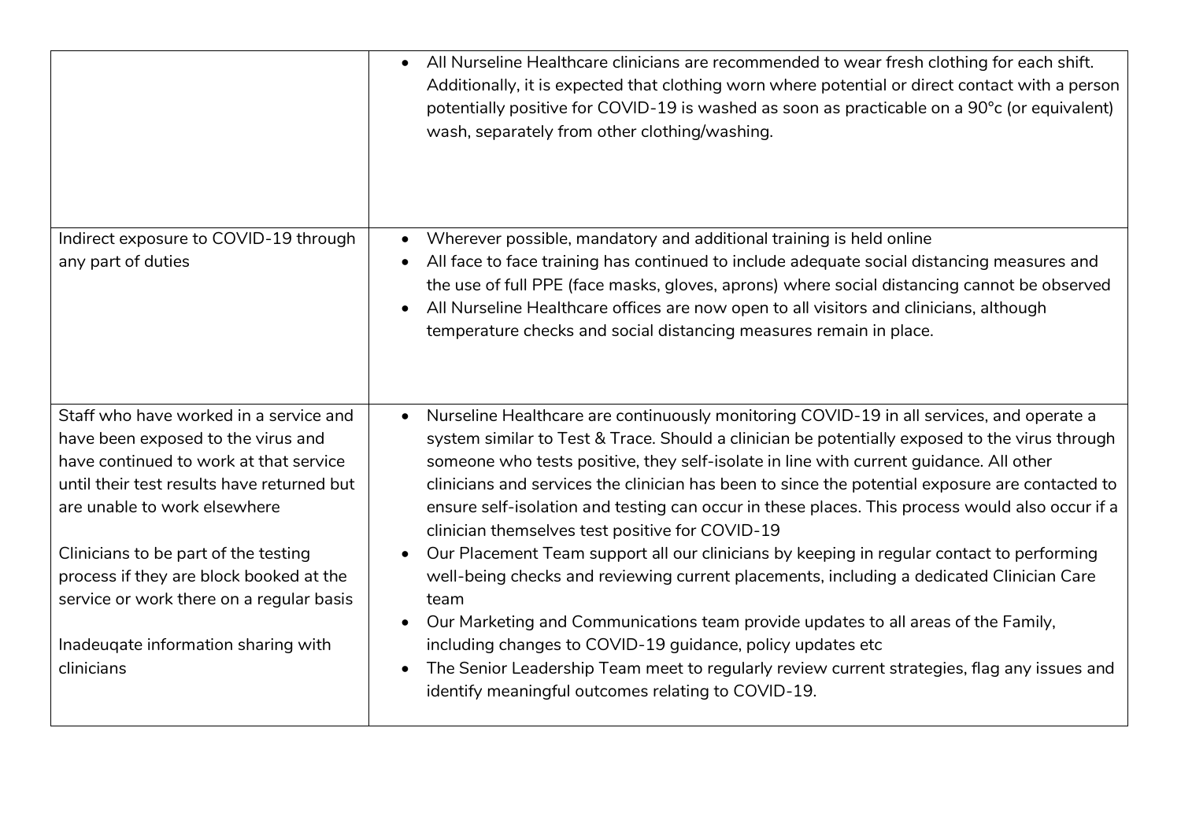| | |
|---|---|
| | • All Nurseline Healthcare clinicians are recommended to wear fresh clothing for each shift. Additionally, it is expected that clothing worn where potential or direct contact with a person potentially positive for COVID-19 is washed as soon as practicable on a 90°c (or equivalent) wash, separately from other clothing/washing. |
| Indirect exposure to COVID-19 through any part of duties | • Wherever possible, mandatory and additional training is held online<br>• All face to face training has continued to include adequate social distancing measures and the use of full PPE (face masks, gloves, aprons) where social distancing cannot be observed<br>• All Nurseline Healthcare offices are now open to all visitors and clinicians, although temperature checks and social distancing measures remain in place. |
| Staff who have worked in a service and have been exposed to the virus and have continued to work at that service until their test results have returned but are unable to work elsewhere<br><br>Clinicians to be part of the testing process if they are block booked at the service or work there on a regular basis<br><br>Inadeuqate information sharing with clinicians | • Nurseline Healthcare are continuously monitoring COVID-19 in all services, and operate a system similar to Test & Trace. Should a clinician be potentially exposed to the virus through someone who tests positive, they self-isolate in line with current guidance. All other clinicians and services the clinician has been to since the potential exposure are contacted to ensure self-isolation and testing can occur in these places. This process would also occur if a clinician themselves test positive for COVID-19<br>• Our Placement Team support all our clinicians by keeping in regular contact to performing well-being checks and reviewing current placements, including a dedicated Clinician Care team<br>• Our Marketing and Communications team provide updates to all areas of the Family, including changes to COVID-19 guidance, policy updates etc<br>• The Senior Leadership Team meet to regularly review current strategies, flag any issues and identify meaningful outcomes relating to COVID-19. |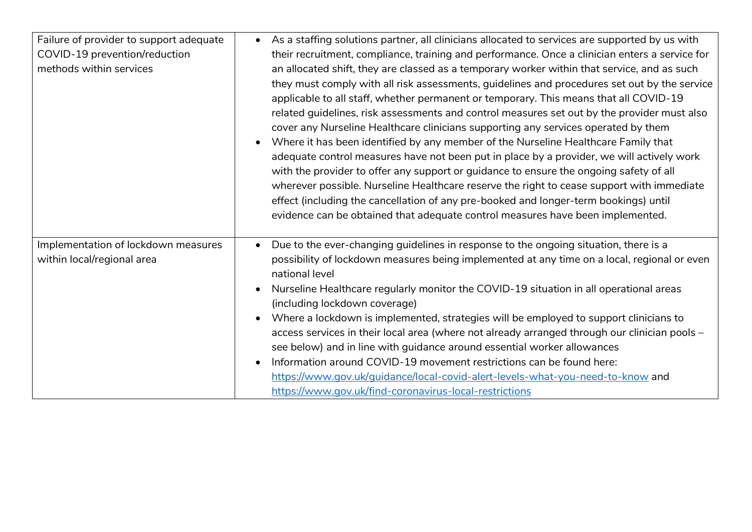| | |
|---|---|
| Failure of provider to support adequate COVID-19 prevention/reduction methods within services | • As a staffing solutions partner, all clinicians allocated to services are supported by us with their recruitment, compliance, training and performance. Once a clinician enters a service for an allocated shift, they are classed as a temporary worker within that service, and as such they must comply with all risk assessments, guidelines and procedures set out by the service applicable to all staff, whether permanent or temporary. This means that all COVID-19 related guidelines, risk assessments and control measures set out by the provider must also cover any Nurseline Healthcare clinicians supporting any services operated by them<br>• Where it has been identified by any member of the Nurseline Healthcare Family that adequate control measures have not been put in place by a provider, we will actively work with the provider to offer any support or guidance to ensure the ongoing safety of all wherever possible. Nurseline Healthcare reserve the right to cease support with immediate effect (including the cancellation of any pre-booked and longer-term bookings) until evidence can be obtained that adequate control measures have been implemented. |
| Implementation of lockdown measures within local/regional area | • Due to the ever-changing guidelines in response to the ongoing situation, there is a possibility of lockdown measures being implemented at any time on a local, regional or even national level<br>• Nurseline Healthcare regularly monitor the COVID-19 situation in all operational areas (including lockdown coverage)<br>• Where a lockdown is implemented, strategies will be employed to support clinicians to access services in their local area (where not already arranged through our clinician pools – see below) and in line with guidance around essential worker allowances<br>• Information around COVID-19 movement restrictions can be found here: https://www.gov.uk/guidance/local-covid-alert-levels-what-you-need-to-know and https://www.gov.uk/find-coronavirus-local-restrictions |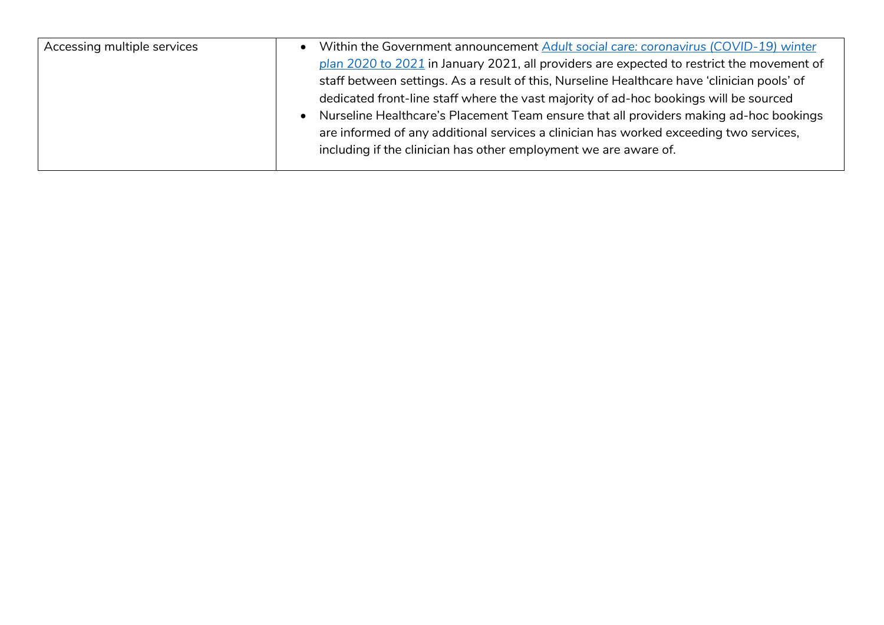| | |
|---|---|
| Accessing multiple services | • Within the Government announcement *Adult social care: coronavirus (COVID-19) winter plan 2020 to 2021* in January 2021, all providers are expected to restrict the movement of staff between settings. As a result of this, Nurseline Healthcare have 'clinician pools' of dedicated front-line staff where the vast majority of ad-hoc bookings will be sourced<br>• Nurseline Healthcare's Placement Team ensure that all providers making ad-hoc bookings are informed of any additional services a clinician has worked exceeding two services, including if the clinician has other employment we are aware of. |